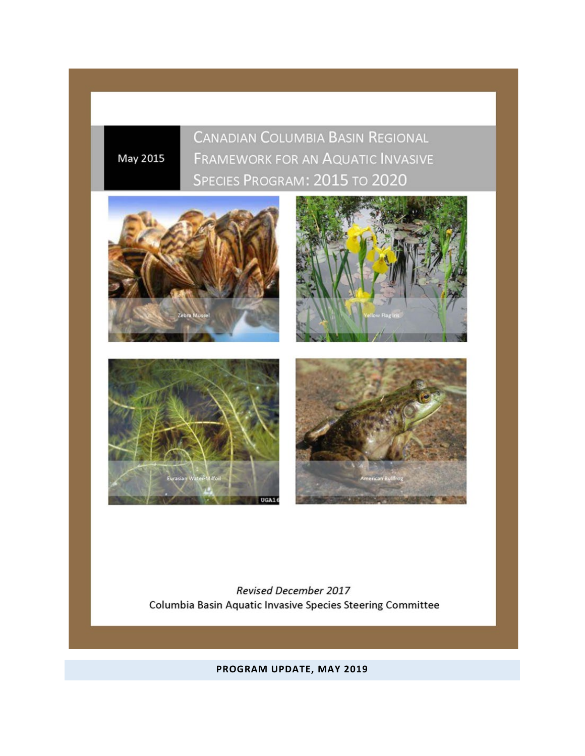May 2015

# Canadian Columbia Basin Regional Framework for an Aquatic Invasive Species Program: 2015 to 2020

Zebra Mussel

Yellow Flag Iris

Eurasian Water-Milfoil

American Bullfrog

*Revised December 2017*

Columbia Basin Aquatic Invasive Species Steering Committee

**PROGRAM UPDATE, MAY 2019**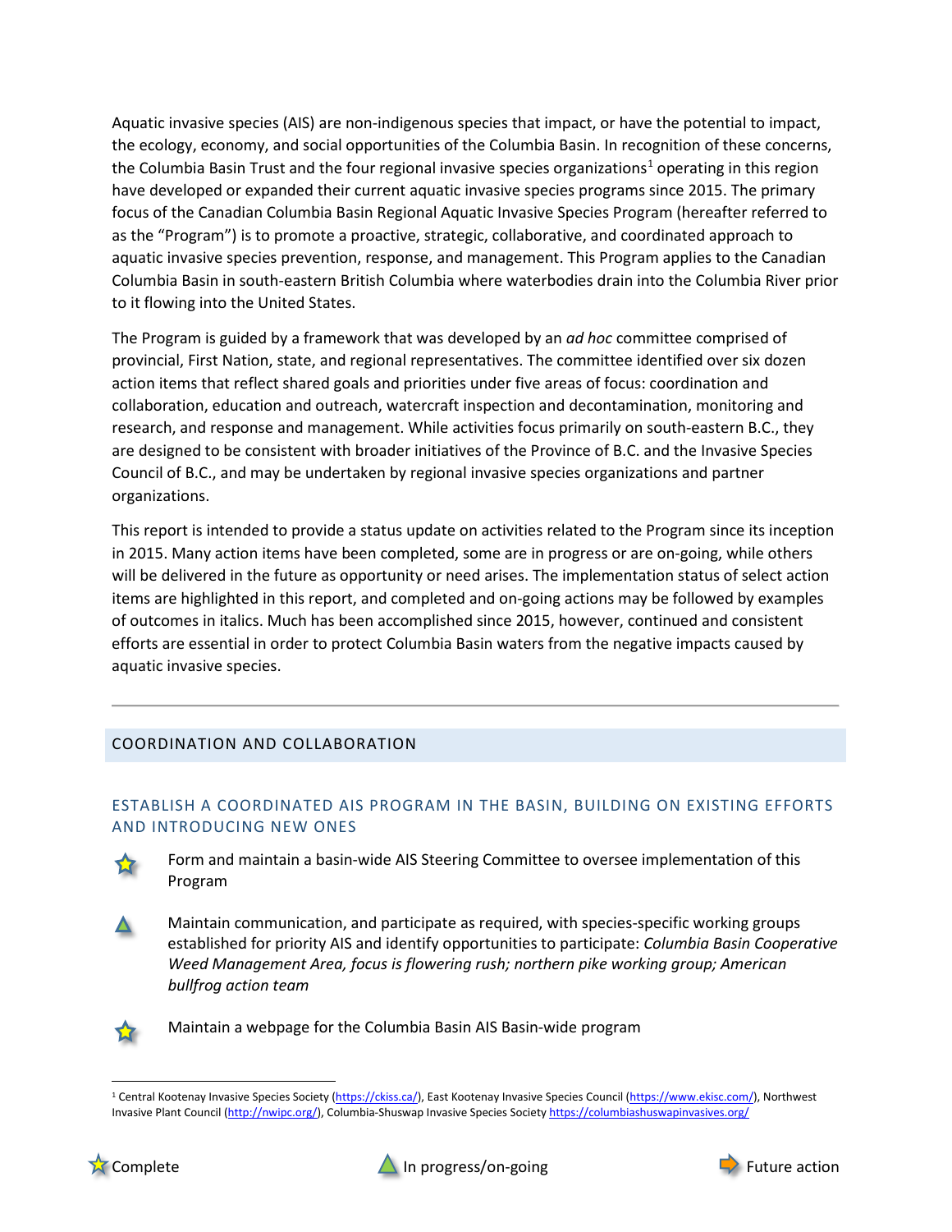Aquatic invasive species (AIS) are non-indigenous species that impact, or have the potential to impact, the ecology, economy, and social opportunities of the Columbia Basin. In recognition of these concerns, the Columbia Basin Trust and the four regional invasive species organizations[1] operating in this region have developed or expanded their current aquatic invasive species programs since 2015. The primary focus of the Canadian Columbia Basin Regional Aquatic Invasive Species Program (hereafter referred to as the "Program") is to promote a proactive, strategic, collaborative, and coordinated approach to aquatic invasive species prevention, response, and management. This Program applies to the Canadian Columbia Basin in south-eastern British Columbia where waterbodies drain into the Columbia River prior to it flowing into the United States.

The Program is guided by a framework that was developed by an *ad hoc* committee comprised of provincial, First Nation, state, and regional representatives. The committee identified over six dozen action items that reflect shared goals and priorities under five areas of focus: coordination and collaboration, education and outreach, watercraft inspection and decontamination, monitoring and research, and response and management. While activities focus primarily on south-eastern B.C., they are designed to be consistent with broader initiatives of the Province of B.C. and the Invasive Species Council of B.C., and may be undertaken by regional invasive species organizations and partner organizations.

This report is intended to provide a status update on activities related to the Program since its inception in 2015. Many action items have been completed, some are in progress or are on-going, while others will be delivered in the future as opportunity or need arises. The implementation status of select action items are highlighted in this report, and completed and on-going actions may be followed by examples of outcomes in italics. Much has been accomplished since 2015, however, continued and consistent efforts are essential in order to protect Columbia Basin waters from the negative impacts caused by aquatic invasive species.

---

## COORDINATION AND COLLABORATION

### ESTABLISH A COORDINATED AIS PROGRAM IN THE BASIN, BUILDING ON EXISTING EFFORTS AND INTRODUCING NEW ONES

- ★ Form and maintain a basin-wide AIS Steering Committee to oversee implementation of this Program
- ▲ Maintain communication, and participate as required, with species-specific working groups established for priority AIS and identify opportunities to participate: *Columbia Basin Cooperative Weed Management Area, focus is flowering rush; northern pike working group; American bullfrog action team*
- ★ Maintain a webpage for the Columbia Basin AIS Basin-wide program

[1] Central Kootenay Invasive Species Society (https://ckiss.ca/), East Kootenay Invasive Species Council (https://www.ekisc.com/), Northwest Invasive Plant Council (http://nwipc.org/), Columbia-Shuswap Invasive Species Society https://columbiashuswapinvasives.org/

★ Complete ▲ In progress/on-going ➡ Future action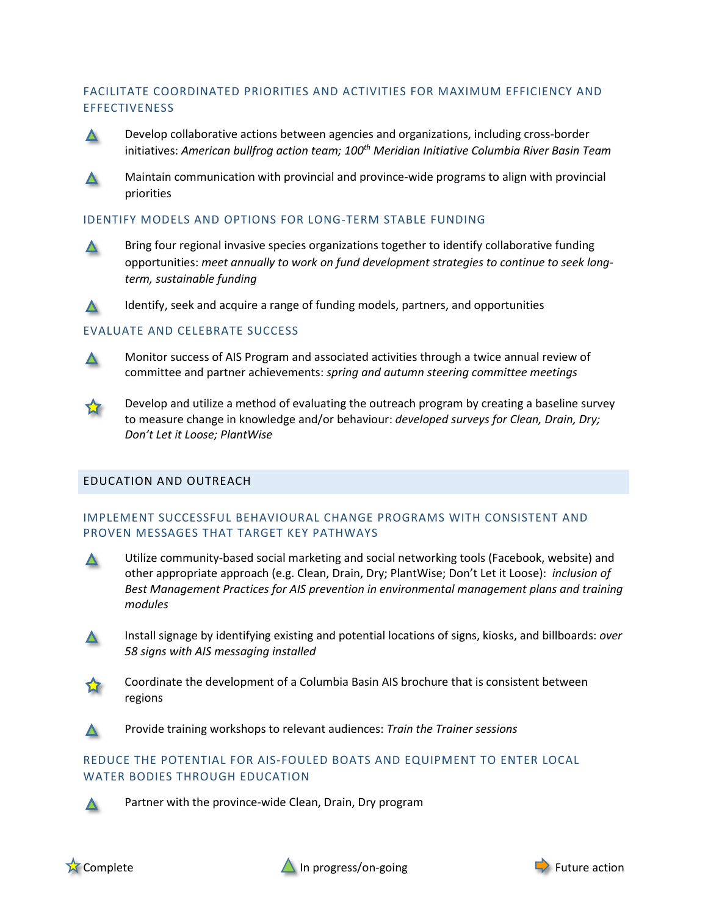### FACILITATE COORDINATED PRIORITIES AND ACTIVITIES FOR MAXIMUM EFFICIENCY AND EFFECTIVENESS

- ▲ Develop collaborative actions between agencies and organizations, including cross-border initiatives: *American bullfrog action team; 100th Meridian Initiative Columbia River Basin Team*
- ▲ Maintain communication with provincial and province-wide programs to align with provincial priorities

### IDENTIFY MODELS AND OPTIONS FOR LONG-TERM STABLE FUNDING

- ▲ Bring four regional invasive species organizations together to identify collaborative funding opportunities: *meet annually to work on fund development strategies to continue to seek long-term, sustainable funding*
- ▲ Identify, seek and acquire a range of funding models, partners, and opportunities

### EVALUATE AND CELEBRATE SUCCESS

- ▲ Monitor success of AIS Program and associated activities through a twice annual review of committee and partner achievements: *spring and autumn steering committee meetings*
- ★ Develop and utilize a method of evaluating the outreach program by creating a baseline survey to measure change in knowledge and/or behaviour: *developed surveys for Clean, Drain, Dry; Don't Let it Loose; PlantWise*

## EDUCATION AND OUTREACH

### IMPLEMENT SUCCESSFUL BEHAVIOURAL CHANGE PROGRAMS WITH CONSISTENT AND PROVEN MESSAGES THAT TARGET KEY PATHWAYS

- ▲ Utilize community-based social marketing and social networking tools (Facebook, website) and other appropriate approach (e.g. Clean, Drain, Dry; PlantWise; Don't Let it Loose): *inclusion of Best Management Practices for AIS prevention in environmental management plans and training modules*
- ▲ Install signage by identifying existing and potential locations of signs, kiosks, and billboards: *over 58 signs with AIS messaging installed*
- ★ Coordinate the development of a Columbia Basin AIS brochure that is consistent between regions
- ▲ Provide training workshops to relevant audiences: *Train the Trainer sessions*

### REDUCE THE POTENTIAL FOR AIS-FOULED BOATS AND EQUIPMENT TO ENTER LOCAL WATER BODIES THROUGH EDUCATION

- ▲ Partner with the province-wide Clean, Drain, Dry program

★ Complete ▲ In progress/on-going ➔ Future action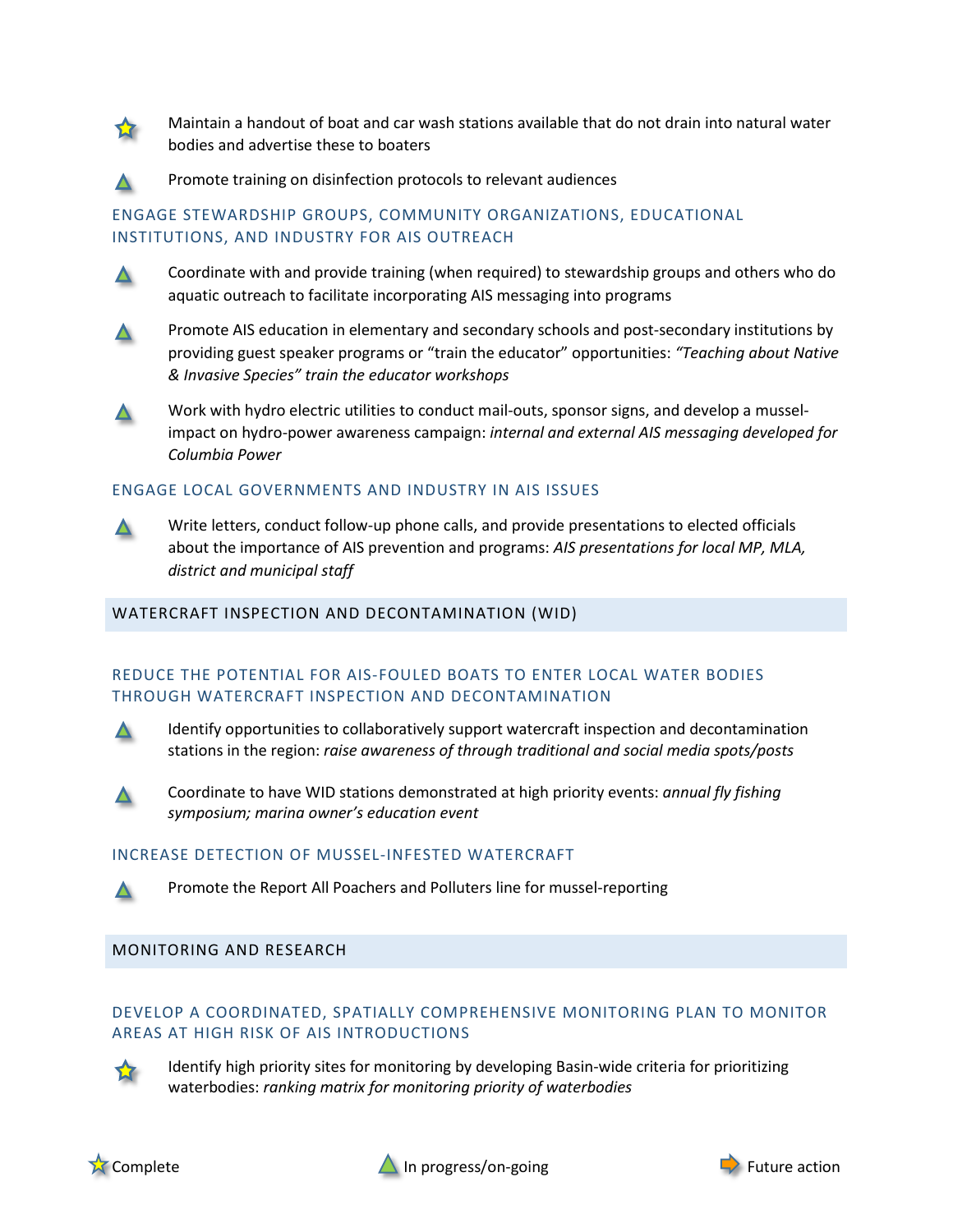- ★ Maintain a handout of boat and car wash stations available that do not drain into natural water bodies and advertise these to boaters
- ▲ Promote training on disinfection protocols to relevant audiences

### ENGAGE STEWARDSHIP GROUPS, COMMUNITY ORGANIZATIONS, EDUCATIONAL INSTITUTIONS, AND INDUSTRY FOR AIS OUTREACH

- ▲ Coordinate with and provide training (when required) to stewardship groups and others who do aquatic outreach to facilitate incorporating AIS messaging into programs
- ▲ Promote AIS education in elementary and secondary schools and post-secondary institutions by providing guest speaker programs or "train the educator" opportunities: *"Teaching about Native & Invasive Species" train the educator workshops*
- ▲ Work with hydro electric utilities to conduct mail-outs, sponsor signs, and develop a mussel-impact on hydro-power awareness campaign: *internal and external AIS messaging developed for Columbia Power*

### ENGAGE LOCAL GOVERNMENTS AND INDUSTRY IN AIS ISSUES

- ▲ Write letters, conduct follow-up phone calls, and provide presentations to elected officials about the importance of AIS prevention and programs: *AIS presentations for local MP, MLA, district and municipal staff*

## WATERCRAFT INSPECTION AND DECONTAMINATION (WID)

### REDUCE THE POTENTIAL FOR AIS-FOULED BOATS TO ENTER LOCAL WATER BODIES THROUGH WATERCRAFT INSPECTION AND DECONTAMINATION

- ▲ Identify opportunities to collaboratively support watercraft inspection and decontamination stations in the region: *raise awareness of through traditional and social media spots/posts*
- ▲ Coordinate to have WID stations demonstrated at high priority events: *annual fly fishing symposium; marina owner's education event*

### INCREASE DETECTION OF MUSSEL-INFESTED WATERCRAFT

- ▲ Promote the Report All Poachers and Polluters line for mussel-reporting

## MONITORING AND RESEARCH

### DEVELOP A COORDINATED, SPATIALLY COMPREHENSIVE MONITORING PLAN TO MONITOR AREAS AT HIGH RISK OF AIS INTRODUCTIONS

- ★ Identify high priority sites for monitoring by developing Basin-wide criteria for prioritizing waterbodies: *ranking matrix for monitoring priority of waterbodies*

★ Complete ▲ In progress/on-going ➡ Future action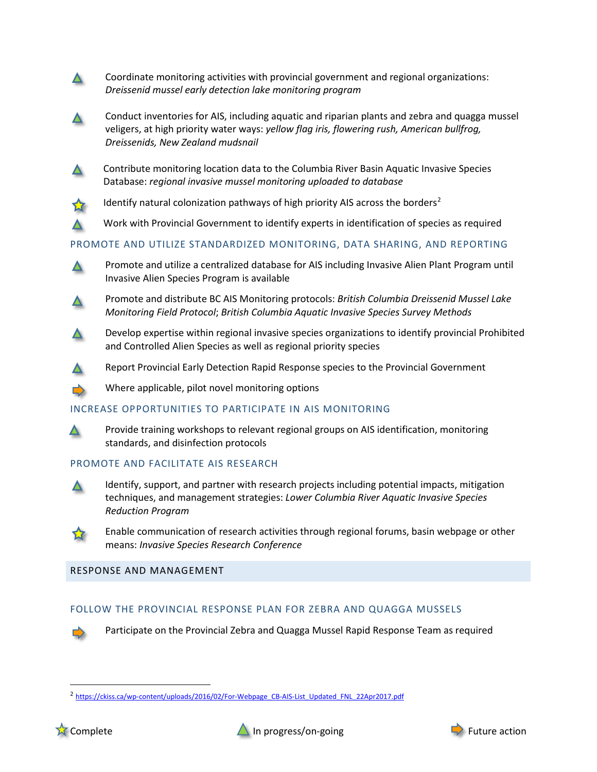- ▲ Coordinate monitoring activities with provincial government and regional organizations: *Dreissenid mussel early detection lake monitoring program*

- ▲ Conduct inventories for AIS, including aquatic and riparian plants and zebra and quagga mussel veligers, at high priority water ways: *yellow flag iris, flowering rush, American bullfrog, Dreissenids, New Zealand mudsnail*

- ▲ Contribute monitoring location data to the Columbia River Basin Aquatic Invasive Species Database: *regional invasive mussel monitoring uploaded to database*

- ★ Identify natural colonization pathways of high priority AIS across the borders[2]

- ▲ Work with Provincial Government to identify experts in identification of species as required

### PROMOTE AND UTILIZE STANDARDIZED MONITORING, DATA SHARING, AND REPORTING

- ▲ Promote and utilize a centralized database for AIS including Invasive Alien Plant Program until Invasive Alien Species Program is available

- ▲ Promote and distribute BC AIS Monitoring protocols: *British Columbia Dreissenid Mussel Lake Monitoring Field Protocol*; *British Columbia Aquatic Invasive Species Survey Methods*

- ▲ Develop expertise within regional invasive species organizations to identify provincial Prohibited and Controlled Alien Species as well as regional priority species

- ▲ Report Provincial Early Detection Rapid Response species to the Provincial Government

- ➡ Where applicable, pilot novel monitoring options

### INCREASE OPPORTUNITIES TO PARTICIPATE IN AIS MONITORING

- ▲ Provide training workshops to relevant regional groups on AIS identification, monitoring standards, and disinfection protocols

### PROMOTE AND FACILITATE AIS RESEARCH

- ▲ Identify, support, and partner with research projects including potential impacts, mitigation techniques, and management strategies: *Lower Columbia River Aquatic Invasive Species Reduction Program*

- ★ Enable communication of research activities through regional forums, basin webpage or other means: *Invasive Species Research Conference*

## RESPONSE AND MANAGEMENT

### FOLLOW THE PROVINCIAL RESPONSE PLAN FOR ZEBRA AND QUAGGA MUSSELS

- ➡ Participate on the Provincial Zebra and Quagga Mussel Rapid Response Team as required

---

[2] https://ckiss.ca/wp-content/uploads/2016/02/For-Webpage_CB-AIS-List_Updated_FNL_22Apr2017.pdf

★ Complete ▲ In progress/on-going ➡ Future action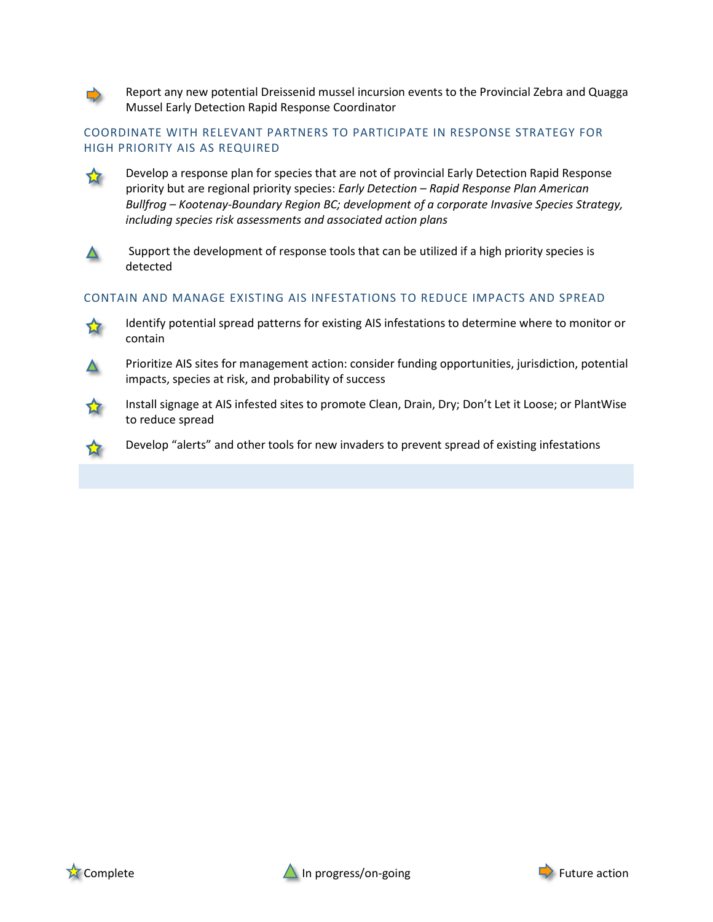➡ Report any new potential Dreissenid mussel incursion events to the Provincial Zebra and Quagga Mussel Early Detection Rapid Response Coordinator

## COORDINATE WITH RELEVANT PARTNERS TO PARTICIPATE IN RESPONSE STRATEGY FOR HIGH PRIORITY AIS AS REQUIRED

★ Develop a response plan for species that are not of provincial Early Detection Rapid Response priority but are regional priority species: *Early Detection – Rapid Response Plan American Bullfrog – Kootenay-Boundary Region BC; development of a corporate Invasive Species Strategy, including species risk assessments and associated action plans*

▲ Support the development of response tools that can be utilized if a high priority species is detected

## CONTAIN AND MANAGE EXISTING AIS INFESTATIONS TO REDUCE IMPACTS AND SPREAD

★ Identify potential spread patterns for existing AIS infestations to determine where to monitor or contain

▲ Prioritize AIS sites for management action: consider funding opportunities, jurisdiction, potential impacts, species at risk, and probability of success

★ Install signage at AIS infested sites to promote Clean, Drain, Dry; Don't Let it Loose; or PlantWise to reduce spread

★ Develop "alerts" and other tools for new invaders to prevent spread of existing infestations

★ Complete ▲ In progress/on-going ➡ Future action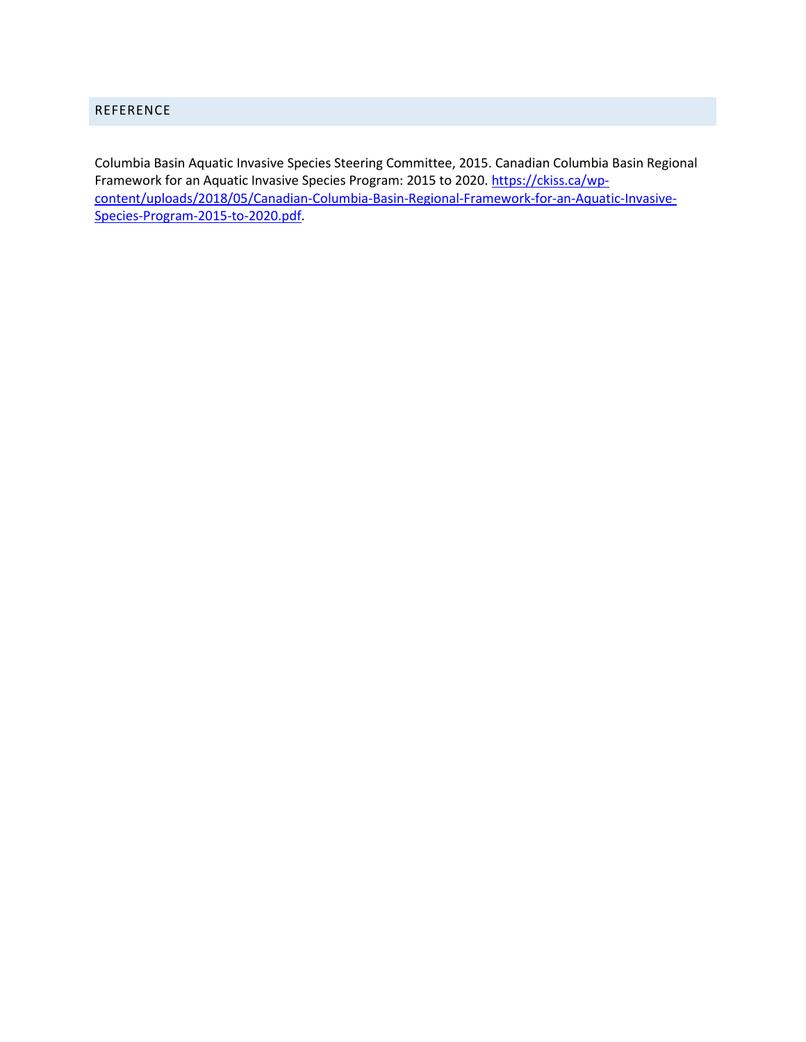## REFERENCE

Columbia Basin Aquatic Invasive Species Steering Committee, 2015. Canadian Columbia Basin Regional Framework for an Aquatic Invasive Species Program: 2015 to 2020. https://ckiss.ca/wp-content/uploads/2018/05/Canadian-Columbia-Basin-Regional-Framework-for-an-Aquatic-Invasive-Species-Program-2015-to-2020.pdf.